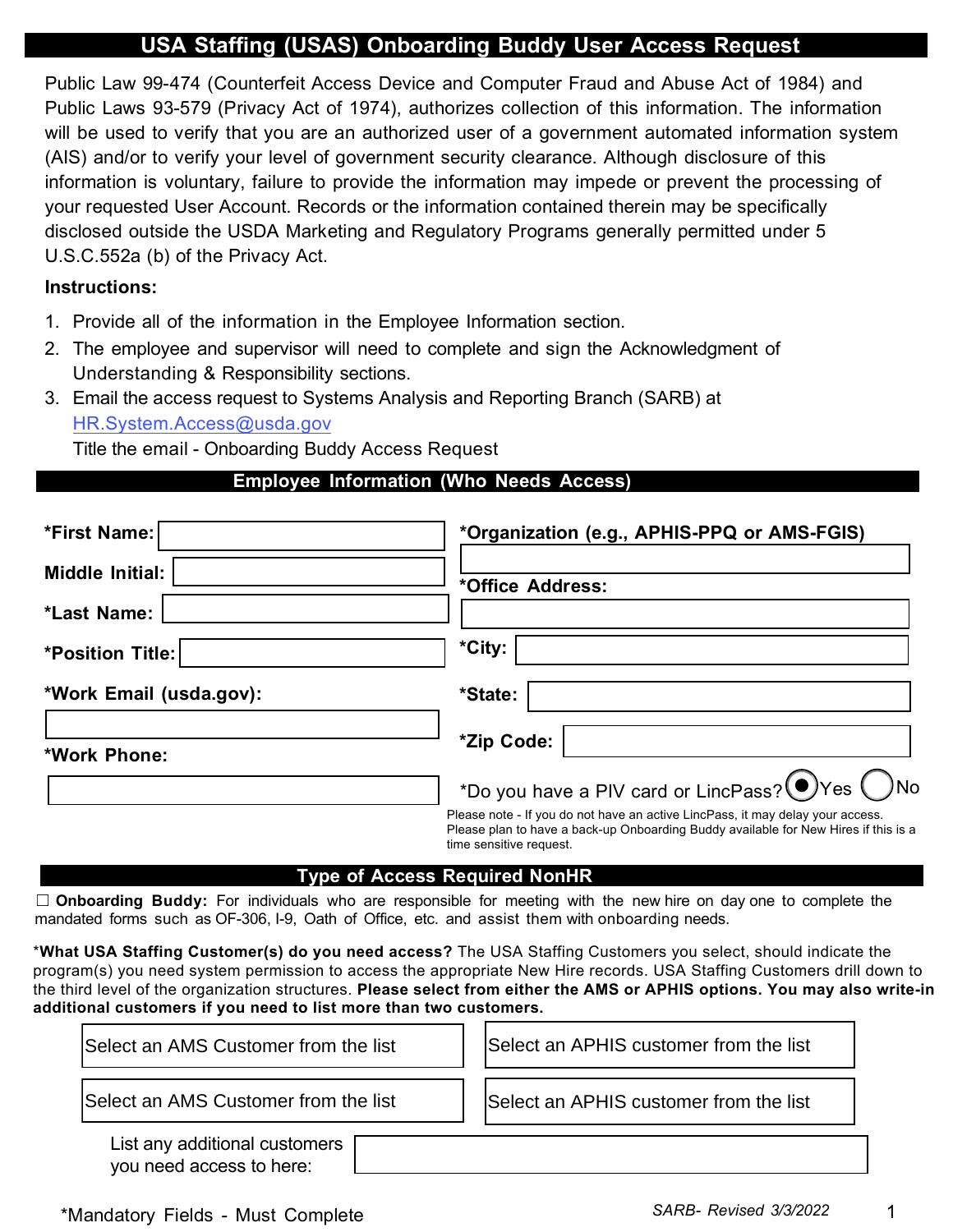# USA Staffing (USAS) Onboarding Buddy User Access Request

Public Law 99-474 (Counterfeit Access Device and Computer Fraud and Abuse Act of 1984) and Public Laws 93-579 (Privacy Act of 1974), authorizes collection of this information. The information will be used to verify that you are an authorized user of a government automated information system (AIS) and/or to verify your level of government security clearance. Although disclosure of this information is voluntary, failure to provide the information may impede or prevent the processing of your requested User Account. Records or the information contained therein may be specifically disclosed outside the USDA Marketing and Regulatory Programs generally permitted under 5 U.S.C.552a (b) of the Privacy Act.

**Instructions:**

1. Provide all of the information in the Employee Information section.
2. The employee and supervisor will need to complete and sign the Acknowledgment of Understanding & Responsibility sections.
3. Email the access request to Systems Analysis and Reporting Branch (SARB) at HR.System.Access@usda.gov
   Title the email - Onboarding Buddy Access Request

## Employee Information (Who Needs Access)

**\*First Name:** ____________

**Middle Initial:** ____________

**\*Last Name:** ____________

**\*Position Title:** ____________

**\*Work Email (usda.gov):** ____________

**\*Work Phone:** ____________

**\*Organization (e.g., APHIS-PPQ or AMS-FGIS)** ____________

**\*Office Address:** ____________

**\*City:** ____________

**\*State:** ____________

**\*Zip Code:** ____________

\*Do you have a PIV card or LincPass? ◉ Yes ◯ No

Please note - If you do not have an active LincPass, it may delay your access. Please plan to have a back-up Onboarding Buddy available for New Hires if this is a time sensitive request.

## Type of Access Required NonHR

☐ **Onboarding Buddy:** For individuals who are responsible for meeting with the new hire on day one to complete the mandated forms such as OF-306, I-9, Oath of Office, etc. and assist them with onboarding needs.

\***What USA Staffing Customer(s) do you need access?** The USA Staffing Customers you select, should indicate the program(s) you need system permission to access the appropriate New Hire records. USA Staffing Customers drill down to the third level of the organization structures. **Please select from either the AMS or APHIS options. You may also write-in additional customers if you need to list more than two customers.**

| | |
|---|---|
| Select an AMS Customer from the list | Select an APHIS customer from the list |
| Select an AMS Customer from the list | Select an APHIS customer from the list |

List any additional customers you need access to here: ____________

\*Mandatory Fields - Must Complete

*SARB- Revised 3/3/2022*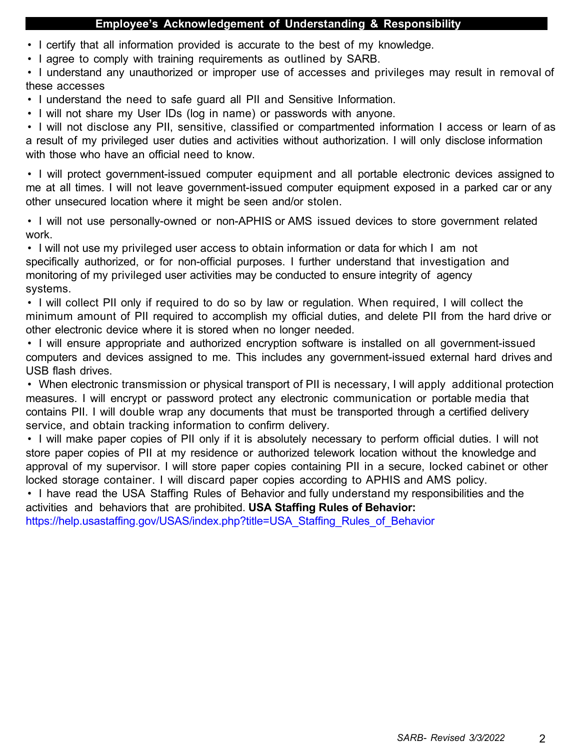## Employee's Acknowledgement of Understanding & Responsibility

- I certify that all information provided is accurate to the best of my knowledge.
- I agree to comply with training requirements as outlined by SARB.
- I understand any unauthorized or improper use of accesses and privileges may result in removal of these accesses
- I understand the need to safe guard all PII and Sensitive Information.
- I will not share my User IDs (log in name) or passwords with anyone.
- I will not disclose any PII, sensitive, classified or compartmented information I access or learn of as a result of my privileged user duties and activities without authorization. I will only disclose information with those who have an official need to know.
- I will protect government-issued computer equipment and all portable electronic devices assigned to me at all times. I will not leave government-issued computer equipment exposed in a parked car or any other unsecured location where it might be seen and/or stolen.
- I will not use personally-owned or non-APHIS or AMS issued devices to store government related work.
- I will not use my privileged user access to obtain information or data for which I am not specifically authorized, or for non-official purposes. I further understand that investigation and monitoring of my privileged user activities may be conducted to ensure integrity of agency systems.
- I will collect PII only if required to do so by law or regulation. When required, I will collect the minimum amount of PII required to accomplish my official duties, and delete PII from the hard drive or other electronic device where it is stored when no longer needed.
- I will ensure appropriate and authorized encryption software is installed on all government-issued computers and devices assigned to me. This includes any government-issued external hard drives and USB flash drives.
- When electronic transmission or physical transport of PII is necessary, I will apply additional protection measures. I will encrypt or password protect any electronic communication or portable media that contains PII. I will double wrap any documents that must be transported through a certified delivery service, and obtain tracking information to confirm delivery.
- I will make paper copies of PII only if it is absolutely necessary to perform official duties. I will not store paper copies of PII at my residence or authorized telework location without the knowledge and approval of my supervisor. I will store paper copies containing PII in a secure, locked cabinet or other locked storage container. I will discard paper copies according to APHIS and AMS policy.
- I have read the USA Staffing Rules of Behavior and fully understand my responsibilities and the activities and behaviors that are prohibited. **USA Staffing Rules of Behavior:** https://help.usastaffing.gov/USAS/index.php?title=USA_Staffing_Rules_of_Behavior

*SARB- Revised 3/3/2022*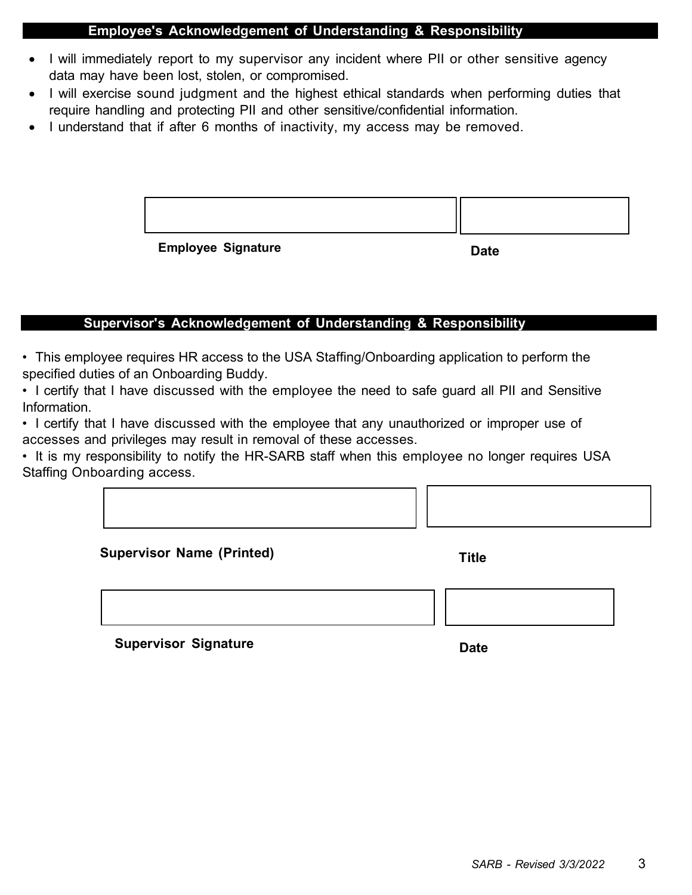## Employee's Acknowledgement of Understanding & Responsibility

- I will immediately report to my supervisor any incident where PII or other sensitive agency data may have been lost, stolen, or compromised.
- I will exercise sound judgment and the highest ethical standards when performing duties that require handling and protecting PII and other sensitive/confidential information.
- I understand that if after 6 months of inactivity, my access may be removed.

| | |
|---|---|
| | |
| **Employee Signature** | **Date** |

## Supervisor's Acknowledgement of Understanding & Responsibility

- This employee requires HR access to the USA Staffing/Onboarding application to perform the specified duties of an Onboarding Buddy.
- I certify that I have discussed with the employee the need to safe guard all PII and Sensitive Information.
- I certify that I have discussed with the employee that any unauthorized or improper use of accesses and privileges may result in removal of these accesses.
- It is my responsibility to notify the HR-SARB staff when this employee no longer requires USA Staffing Onboarding access.

| | |
|---|---|
| | |
| **Supervisor Name (Printed)** | **Title** |
| | |
| **Supervisor Signature** | **Date** |

*SARB - Revised 3/3/2022*